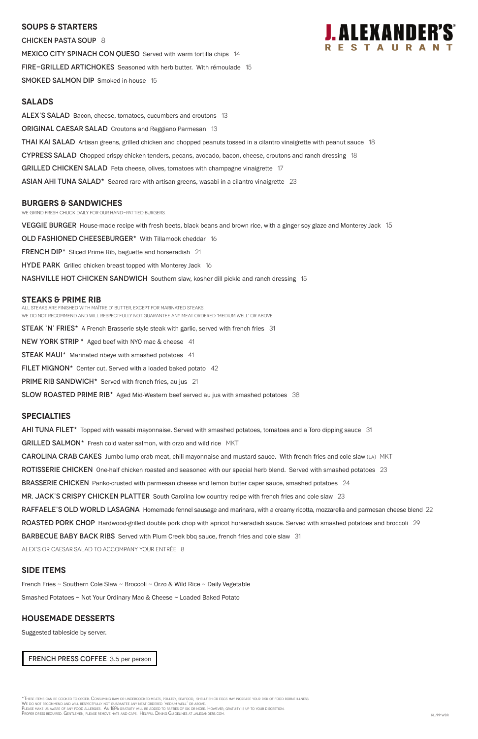# J. ALEXANDER'S RESTAURANT

## SOUPS & STARTERS

CHICKEN PASTA SOUP 8

MEXICO CITY SPINACH CON QUESO Served with warm tortilla chips 14

FIRE-GRILLED ARTICHOKES Seasoned with herb butter. With rémoulade 15

SMOKED SALMON DIP Smoked in-house 15

## SALADS

ALEX'S SALAD Bacon, cheese, tomatoes, cucumbers and croutons 13

ORIGINAL CAESAR SALAD Croutons and Reggiano Parmesan 13

THAI KAI SALAD Artisan greens, grilled chicken and chopped peanuts tossed in a cilantro vinaigrette with peanut sauce 18

CYPRESS SALAD Chopped crispy chicken tenders, pecans, avocado, bacon, cheese, croutons and ranch dressing 18

GRILLED CHICKEN SALAD Feta cheese, olives, tomatoes with champagne vinaigrette 17

ASIAN AHI TUNA SALAD* Seared rare with artisan greens, wasabi in a cilantro vinaigrette 23

## BURGERS & SANDWICHES

WE GRIND FRESH CHUCK DAILY FOR OUR HAND-PATTIED BURGERS.

VEGGIE BURGER House-made recipe with fresh beets, black beans and brown rice, with a ginger soy glaze and Monterey Jack 15

OLD FASHIONED CHEESEBURGER* With Tillamook cheddar 16

FRENCH DIP* Sliced Prime Rib, baguette and horseradish 21

HYDE PARK Grilled chicken breast topped with Monterey Jack 16

NASHVILLE HOT CHICKEN SANDWICH Southern slaw, kosher dill pickle and ranch dressing 15

## STEAKS & PRIME RIB

ALL STEAKS ARE FINISHED WITH MAÎTRE D' BUTTER, EXCEPT FOR MARINATED STEAKS.
WE DO NOT RECOMMEND AND WILL RESPECTFULLY NOT GUARANTEE ANY MEAT ORDERED 'MEDIUM WELL' OR ABOVE.

STEAK 'N' FRIES* A French Brasserie style steak with garlic, served with french fries 31

NEW YORK STRIP * Aged beef with NYO mac & cheese 41

STEAK MAUI* Marinated ribeye with smashed potatoes 41

FILET MIGNON* Center cut. Served with a loaded baked potato 42

PRIME RIB SANDWICH* Served with french fries, au jus 21

SLOW ROASTED PRIME RIB* Aged Mid-Western beef served au jus with smashed potatoes 38

## SPECIALTIES

AHI TUNA FILET* Topped with wasabi mayonnaise. Served with smashed potatoes, tomatoes and a Toro dipping sauce 31

GRILLED SALMON* Fresh cold water salmon, with orzo and wild rice MKT

CAROLINA CRAB CAKES Jumbo lump crab meat, chili mayonnaise and mustard sauce. With french fries and cole slaw (LA) MKT

ROTISSERIE CHICKEN One-half chicken roasted and seasoned with our special herb blend. Served with smashed potatoes 23

BRASSERIE CHICKEN Panko-crusted with parmesan cheese and lemon butter caper sauce, smashed potatoes 24

MR. JACK'S CRISPY CHICKEN PLATTER South Carolina low country recipe with french fries and cole slaw 23

RAFFAELE'S OLD WORLD LASAGNA Homemade fennel sausage and marinara, with a creamy ricotta, mozzarella and parmesan cheese blend 22

ROASTED PORK CHOP Hardwood-grilled double pork chop with apricot horseradish sauce. Served with smashed potatoes and broccoli 29

BARBECUE BABY BACK RIBS Served with Plum Creek bbq sauce, french fries and cole slaw 31

ALEX'S OR CAESAR SALAD TO ACCOMPANY YOUR ENTRÉE 8

## SIDE ITEMS

French Fries ~ Southern Cole Slaw ~ Broccoli ~ Orzo & Wild Rice ~ Daily Vegetable

Smashed Potatoes ~ Not Your Ordinary Mac & Cheese ~ Loaded Baked Potato

## HOUSEMADE DESSERTS

Suggested tableside by server.

FRENCH PRESS COFFEE 3.5 per person

*These items can be cooked to order. Consuming raw or undercooked meats, poultry, seafood, shellfish or eggs may increase your risk of food borne illness.
We do not recommend and will respectfully not guarantee any meat ordered 'medium well' or above.
Please make us aware of any food allergies. An 18% gratuity will be added to parties of six or more. However, gratuity is up to your discretion.
Proper dress required. Gentlemen, please remove hats and caps. Helpful Dining Guidelines at jalexanders.com.

RL/PP WBR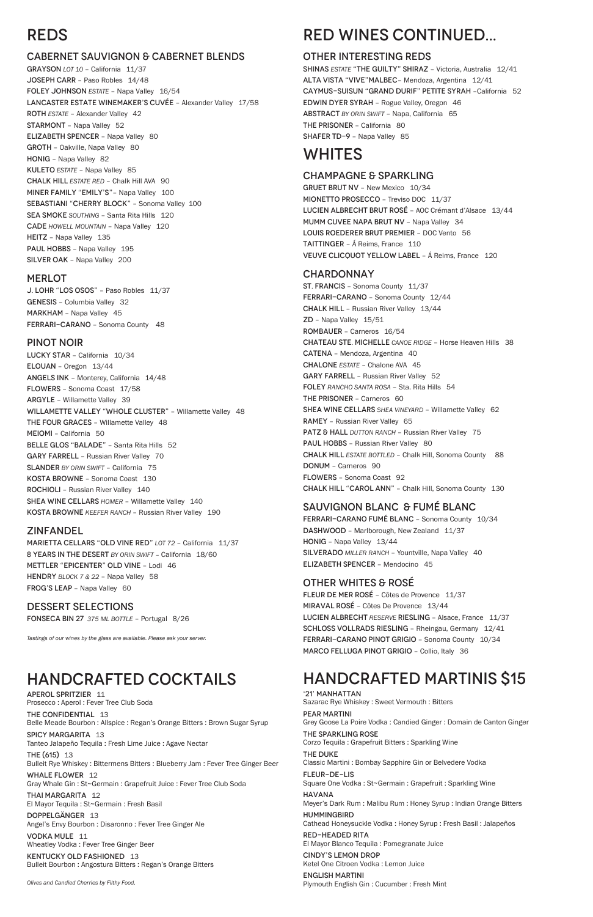# REDS

## CABERNET SAUVIGNON & CABERNET BLENDS

**GRAYSON** *LOT 10* – California 11/37
**JOSEPH CARR** – Paso Robles 14/48
**FOLEY JOHNSON** *ESTATE* – Napa Valley 16/54
**LANCASTER ESTATE WINEMAKER'S CUVÉE** – Alexander Valley 17/58
**ROTH** *ESTATE* – Alexander Valley 42
**STARMONT** – Napa Valley 52
**ELIZABETH SPENCER** – Napa Valley 80
**GROTH** – Oakville, Napa Valley 80
**HONIG** – Napa Valley 82
**KULETO** *ESTATE* – Napa Valley 85
**CHALK HILL** *ESTATE RED* – Chalk Hill AVA 90
**MINER FAMILY "EMILY'S"** – Napa Valley 100
**SEBASTIANI "CHERRY BLOCK"** – Sonoma Valley 100
**SEA SMOKE** *SOUTHING* – Santa Rita Hills 120
**CADE** *HOWELL MOUNTAIN* – Napa Valley 120
**HEITZ** – Napa Valley 135
**PAUL HOBBS** – Napa Valley 195
**SILVER OAK** – Napa Valley 200

## MERLOT

**J. LOHR "LOS OSOS"** – Paso Robles 11/37
**GENESIS** – Columbia Valley 32
**MARKHAM** – Napa Valley 45
**FERRARI-CARANO** – Sonoma County 48

## PINOT NOIR

**LUCKY STAR** – California 10/34
**ELOUAN** – Oregon 13/44
**ANGELS INK** – Monterey, California 14/48
**FLOWERS** – Sonoma Coast 17/58
**ARGYLE** – Willamette Valley 39
**WILLAMETTE VALLEY "WHOLE CLUSTER"** – Willamette Valley 48
**THE FOUR GRACES** – Willamette Valley 48
**MEIOMI** – California 50
**BELLE GLOS "BALADE"** – Santa Rita Hills 52
**GARY FARRELL** – Russian River Valley 70
**SLANDER** *BY ORIN SWIFT* – California 75
**KOSTA BROWNE** – Sonoma Coast 130
**ROCHIOLI** – Russian River Valley 140
**SHEA WINE CELLARS** *HOMER* – Willamette Valley 140
**KOSTA BROWNE** *KEEFER RANCH* – Russian River Valley 190

## ZINFANDEL

**MARIETTA CELLARS "OLD VINE RED"** *LOT 72* – California 11/37
**8 YEARS IN THE DESERT** *BY ORIN SWIFT* – California 18/60
**METTLER "EPICENTER" OLD VINE** – Lodi 46
**HENDRY** *BLOCK 7 & 22* – Napa Valley 58
**FROG'S LEAP** – Napa Valley 60

## DESSERT SELECTIONS

**FONSECA BIN 27** *375 ML BOTTLE* – Portugal 8/26

*Tastings of our wines by the glass are available. Please ask your server.*

# RED WINES CONTINUED...

## OTHER INTERESTING REDS

**SHINAS** *ESTATE* **"THE GUILTY" SHIRAZ** – Victoria, Australia 12/41
**ALTA VISTA "VIVE" MALBEC** – Mendoza, Argentina 12/41
**CAYMUS-SUISUN "GRAND DURIF" PETITE SYRAH** – California 52
**EDWIN DYER SYRAH** – Rogue Valley, Oregon 46
**ABSTRACT** *BY ORIN SWIFT* – Napa, California 65
**THE PRISONER** – California 80
**SHAFER TD-9** – Napa Valley 85

# WHITES

## CHAMPAGNE & SPARKLING

**GRUET BRUT NV** – New Mexico 10/34
**MIONETTO PROSECCO** – Treviso DOC 11/37
**LUCIEN ALBRECHT BRUT ROSÉ** – AOC Crémant d'Alsace 13/44
**MUMM CUVEE NAPA BRUT NV** – Napa Valley 34
**LOUIS ROEDERER BRUT PREMIER** – DOC Vento 56
**TAITTINGER** – Á Reims, France 110
**VEUVE CLICQUOT YELLOW LABEL** – Á Reims, France 120

## CHARDONNAY

**ST. FRANCIS** – Sonoma County 11/37
**FERRARI-CARANO** – Sonoma County 12/44
**CHALK HILL** – Russian River Valley 13/44
**ZD** – Napa Valley 15/51
**ROMBAUER** – Carneros 16/54
**CHATEAU STE. MICHELLE** *CANOE RIDGE* – Horse Heaven Hills 38
**CATENA** – Mendoza, Argentina 40
**CHALONE** *ESTATE* – Chalone AVA 45
**GARY FARRELL** – Russian River Valley 52
**FOLEY** *RANCHO SANTA ROSA* – Sta. Rita Hills 54
**THE PRISONER** – Carneros 60
**SHEA WINE CELLARS** *SHEA VINEYARD* – Willamette Valley 62
**RAMEY** – Russian River Valley 65
**PATZ & HALL** *DUTTON RANCH* – Russian River Valley 75
**PAUL HOBBS** – Russian River Valley 80
**CHALK HILL** *ESTATE BOTTLED* – Chalk Hill, Sonoma County 88
**DONUM** – Carneros 90
**FLOWERS** – Sonoma Coast 92
**CHALK HILL "CAROL ANN"** – Chalk Hill, Sonoma County 130

## SAUVIGNON BLANC & FUMÉ BLANC

**FERRARI-CARANO FUMÉ BLANC** – Sonoma County 10/34
**DASHWOOD** – Marlborough, New Zealand 11/37
**HONIG** – Napa Valley 13/44
**SILVERADO** *MILLER RANCH* – Yountville, Napa Valley 40
**ELIZABETH SPENCER** – Mendocino 45

## OTHER WHITES & ROSÉ

**FLEUR DE MER ROSÉ** – Côtes de Provence 11/37
**MIRAVAL ROSÉ** – Côtes De Provence 13/44
**LUCIEN ALBRECHT** *RESERVE* **RIESLING** – Alsace, France 11/37
**SCHLOSS VOLLRADS RIESLING** – Rheingau, Germany 12/41
**FERRARI-CARANO PINOT GRIGIO** – Sonoma County 10/34
**MARCO FELLUGA PINOT GRIGIO** – Collio, Italy 36

# HANDCRAFTED COCKTAILS

**APEROL SPRITZIER** 11
Prosecco : Aperol : Fever Tree Club Soda

**THE CONFIDENTIAL** 13
Belle Meade Bourbon : Allspice : Regan's Orange Bitters : Brown Sugar Syrup

**SPICY MARGARITA** 13
Tanteo Jalapeño Tequila : Fresh Lime Juice : Agave Nectar

**THE (615)** 13
Bulleit Rye Whiskey : Bittermens Bitters : Blueberry Jam : Fever Tree Ginger Beer

**WHALE FLOWER** 12
Gray Whale Gin : St~Germain : Grapefruit Juice : Fever Tree Club Soda

**THAI MARGARITA** 12
El Mayor Tequila : St~Germain : Fresh Basil

**DOPPELGÄNGER** 13
Angel's Envy Bourbon : Disaronno : Fever Tree Ginger Ale

**VODKA MULE** 11
Wheatley Vodka : Fever Tree Ginger Beer

**KENTUCKY OLD FASHIONED** 13
Bulleit Bourbon : Angostura Bitters : Regan's Orange Bitters

*Olives and Candied Cherries by Filthy Food.*

# HANDCRAFTED MARTINIS $15

**'21' MANHATTAN**
Sazarac Rye Whiskey : Sweet Vermouth : Bitters

**PEAR MARTINI**
Grey Goose La Poire Vodka : Candied Ginger : Domain de Canton Ginger

**THE SPARKLING ROSE**
Corzo Tequila : Grapefruit Bitters : Sparkling Wine

**THE DUKE**
Classic Martini : Bombay Sapphire Gin or Belvedere Vodka

**FLEUR-DE-LIS**
Square One Vodka : St~Germain : Grapefruit : Sparkling Wine

**HAVANA**
Meyer's Dark Rum : Malibu Rum : Honey Syrup : Indian Orange Bitters

**HUMMINGBIRD**
Cathead Honeysuckle Vodka : Honey Syrup : Fresh Basil : Jalapeños

**RED-HEADED RITA**
El Mayor Blanco Tequila : Pomegranate Juice

**CINDY'S LEMON DROP**
Ketel One Citroen Vodka : Lemon Juice

**ENGLISH MARTINI**
Plymouth English Gin : Cucumber : Fresh Mint